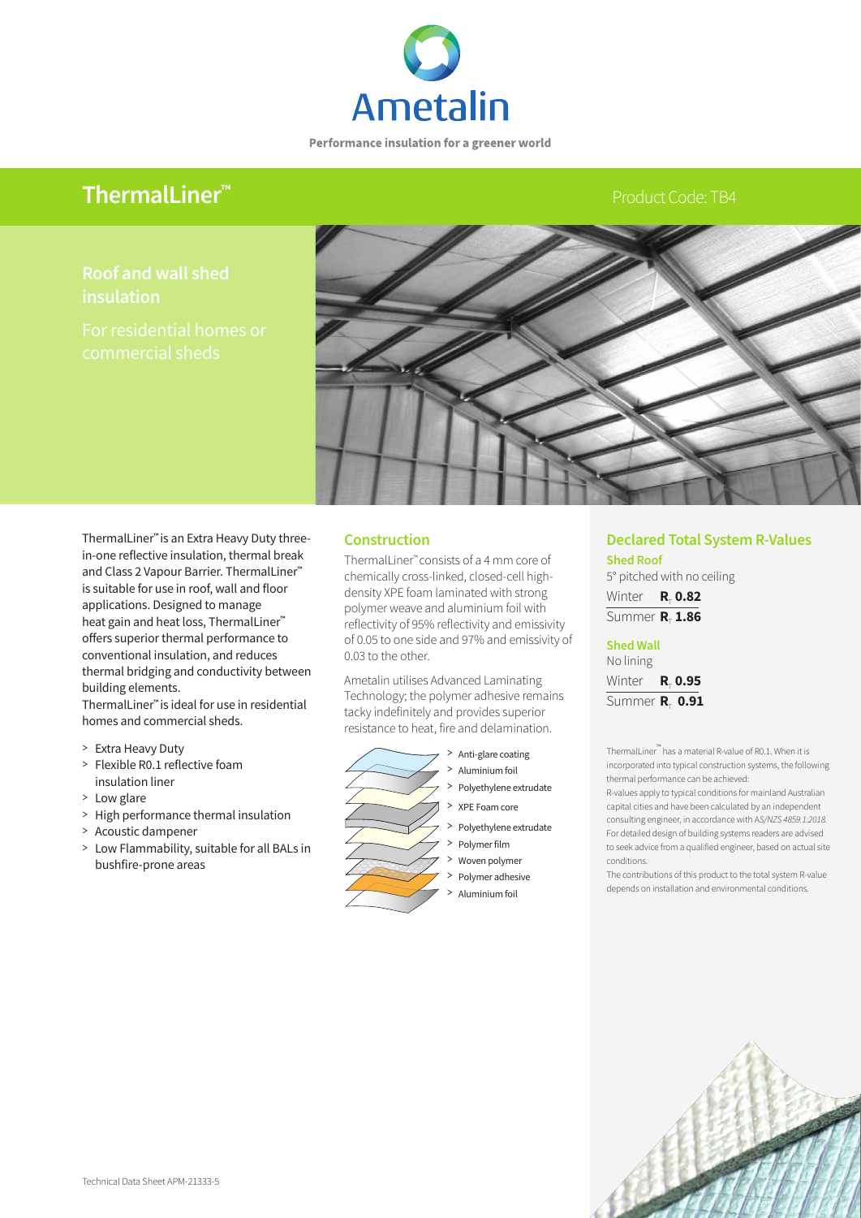Ametalin

Performance insulation for a greener world

# ThermalLiner™

Product Code: TB4

## Roof and wall shed insulation

For residential homes or commercial sheds

ThermalLiner™ is an Extra Heavy Duty three-in-one reflective insulation, thermal break and Class 2 Vapour Barrier. ThermalLiner™ is suitable for use in roof, wall and floor applications. Designed to manage heat gain and heat loss, ThermalLiner™ offers superior thermal performance to conventional insulation, and reduces thermal bridging and conductivity between building elements.

ThermalLiner™ is ideal for use in residential homes and commercial sheds.

- Extra Heavy Duty
- Flexible R0.1 reflective foam insulation liner
- Low glare
- High performance thermal insulation
- Acoustic dampener
- Low Flammability, suitable for all BALs in bushfire-prone areas

## Construction

ThermalLiner™ consists of a 4 mm core of chemically cross-linked, closed-cell high-density XPE foam laminated with strong polymer weave and aluminium foil with reflectivity of 95% reflectivity and emissivity of 0.05 to one side and 97% and emissivity of 0.03 to the other.

Ametalin utilises Advanced Laminating Technology; the polymer adhesive remains tacky indefinitely and provides superior resistance to heat, fire and delamination.

- Anti-glare coating
- Aluminium foil
- Polyethylene extrudate
- XPE Foam core
- Polyethylene extrudate
- Polymer film
- Woven polymer
- Polymer adhesive
- Aluminium foil

## Declared Total System R-Values

### Shed Roof

5° pitched with no ceiling

| | |
|---|---|
| Winter | $R_T$ **0.82** |
| Summer | $R_T$ **1.86** |

### Shed Wall

No lining

| | |
|---|---|
| Winter | $R_T$ **0.95** |
| Summer | $R_T$ **0.91** |

ThermalLiner™ has a material R-value of R0.1. When it is incorporated into typical construction systems, the following thermal performance can be achieved:

R-values apply to typical conditions for mainland Australian capital cities and have been calculated by an independent consulting engineer, in accordance with *AS/NZS 4859.1:2018*. For detailed design of building systems readers are advised to seek advice from a qualified engineer, based on actual site conditions.

The contributions of this product to the total system R-value depends on installation and environmental conditions.

Technical Data Sheet APM-21333-5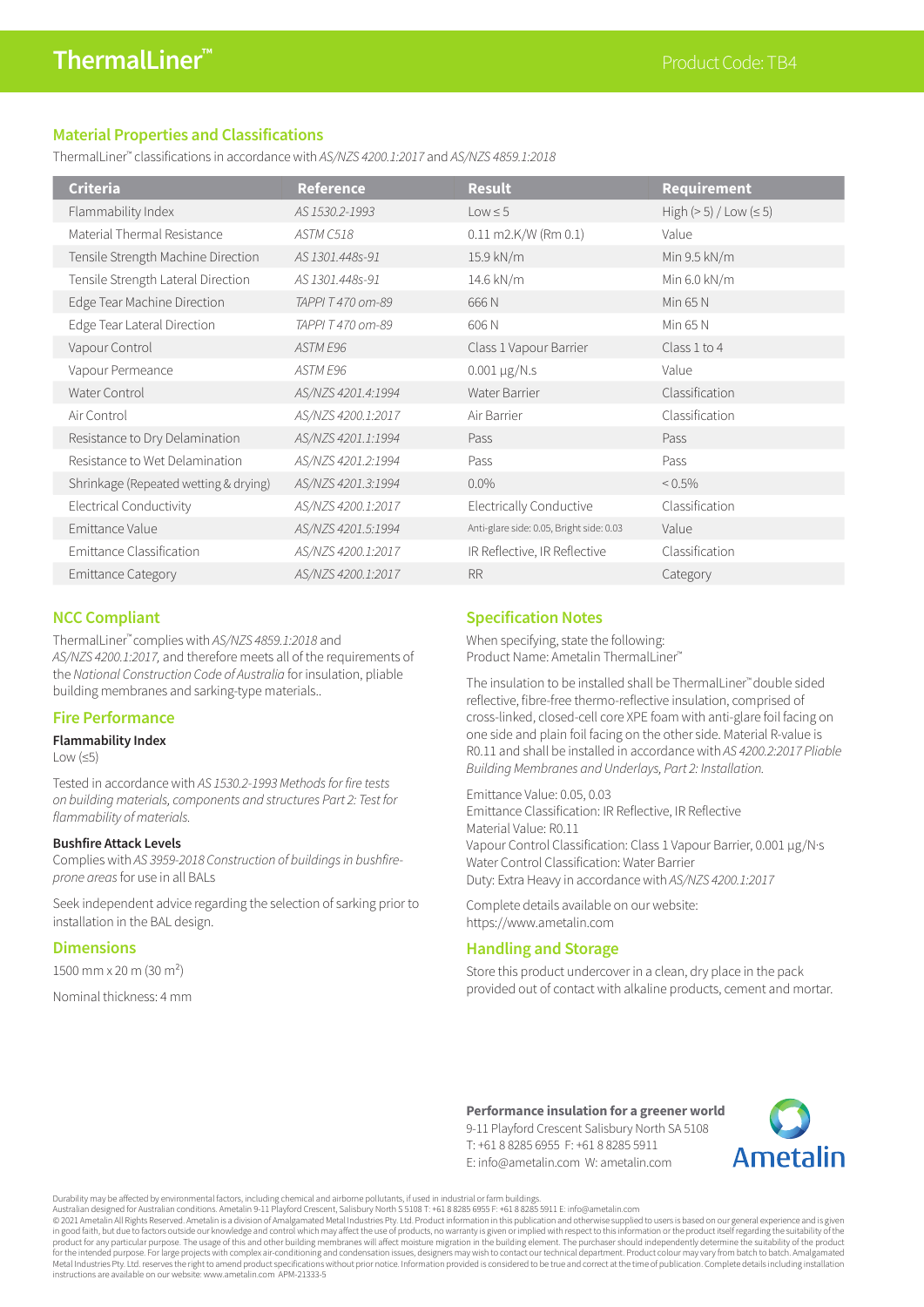# ThermalLiner™

Product Code: TB4

## Material Properties and Classifications

ThermalLiner™ classifications in accordance with *AS/NZS 4200.1:2017* and *AS/NZS 4859.1:2018*

| Criteria | Reference | Result | Requirement |
|---|---|---|---|
| Flammability Index | *AS 1530.2-1993* | Low ≤ 5 | High (> 5) / Low (≤ 5) |
| Material Thermal Resistance | *ASTM C518* | 0.11 m2.K/W (Rm 0.1) | Value |
| Tensile Strength Machine Direction | *AS 1301.448s-91* | 15.9 kN/m | Min 9.5 kN/m |
| Tensile Strength Lateral Direction | *AS 1301.448s-91* | 14.6 kN/m | Min 6.0 kN/m |
| Edge Tear Machine Direction | *TAPPI T 470 om-89* | 666 N | Min 65 N |
| Edge Tear Lateral Direction | *TAPPI T 470 om-89* | 606 N | Min 65 N |
| Vapour Control | *ASTM E96* | Class 1 Vapour Barrier | Class 1 to 4 |
| Vapour Permeance | *ASTM E96* | 0.001 µg/N.s | Value |
| Water Control | *AS/NZS 4201.4:1994* | Water Barrier | Classification |
| Air Control | *AS/NZS 4200.1:2017* | Air Barrier | Classification |
| Resistance to Dry Delamination | *AS/NZS 4201.1:1994* | Pass | Pass |
| Resistance to Wet Delamination | *AS/NZS 4201.2:1994* | Pass | Pass |
| Shrinkage (Repeated wetting & drying) | *AS/NZS 4201.3:1994* | 0.0% | < 0.5% |
| Electrical Conductivity | *AS/NZS 4200.1:2017* | Electrically Conductive | Classification |
| Emittance Value | *AS/NZS 4201.5:1994* | Anti-glare side: 0.05, Bright side: 0.03 | Value |
| Emittance Classification | *AS/NZS 4200.1:2017* | IR Reflective, IR Reflective | Classification |
| Emittance Category | *AS/NZS 4200.1:2017* | RR | Category |

## NCC Compliant

ThermalLiner™ complies with *AS/NZS 4859.1:2018* and *AS/NZS 4200.1:2017*, and therefore meets all of the requirements of the *National Construction Code of Australia* for insulation, pliable building membranes and sarking-type materials..

## Fire Performance

**Flammability Index**

Low (≤5)

Tested in accordance with *AS 1530.2-1993 Methods for fire tests on building materials, components and structures Part 2: Test for flammability of materials.*

**Bushfire Attack Levels**

Complies with *AS 3959-2018 Construction of buildings in bushfire-prone areas* for use in all BALs

Seek independent advice regarding the selection of sarking prior to installation in the BAL design.

## Dimensions

1500 mm x 20 m (30 m²)

Nominal thickness: 4 mm

## Specification Notes

When specifying, state the following:
Product Name: Ametalin ThermalLiner™

The insulation to be installed shall be ThermalLiner™ double sided reflective, fibre-free thermo-reflective insulation, comprised of cross-linked, closed-cell core XPE foam with anti-glare foil facing on one side and plain foil facing on the other side. Material R-value is R0.11 and shall be installed in accordance with *AS 4200.2:2017 Pliable Building Membranes and Underlays, Part 2: Installation.*

Emittance Value: 0.05, 0.03
Emittance Classification: IR Reflective, IR Reflective
Material Value: R0.11
Vapour Control Classification: Class 1 Vapour Barrier, 0.001 µg/N·s
Water Control Classification: Water Barrier
Duty: Extra Heavy in accordance with *AS/NZS 4200.1:2017*

Complete details available on our website:
https://www.ametalin.com

## Handling and Storage

Store this product undercover in a clean, dry place in the pack provided out of contact with alkaline products, cement and mortar.

**Performance insulation for a greener world**
9-11 Playford Crescent Salisbury North SA 5108
T: +61 8 8285 6955 F: +61 8 8285 5911
E: info@ametalin.com W: ametalin.com

Ametalin

Durability may be affected by environmental factors, including chemical and airborne pollutants, if used in industrial or farm buildings.
Australian designed for Australian conditions. Ametalin 9-11 Playford Crescent, Salisbury North S 5108 T: +61 8 8285 6955 F: +61 8 8285 5911 E: info@ametalin.com
© 2021 Ametalin All Rights Reserved. Ametalin is a division of Amalgamated Metal Industries Pty. Ltd. Product information in this publication and otherwise supplied to users is based on our general experience and is given in good faith, but due to factors outside our knowledge and control which may affect the use of products, no warranty is given or implied with respect to this information or the product itself regarding the suitability of the product for any particular purpose. The usage of this and other building membranes will affect moisture migration in the building element. The purchaser should independently determine the suitability of the product for the intended purpose. For large projects with complex air-conditioning and condensation issues, designers may wish to contact our technical department. Product colour may vary from batch to batch. Amalgamated Metal Industries Pty. Ltd. reserves the right to amend product specifications without prior notice. Information provided is considered to be true and correct at the time of publication. Complete details including installation instructions are available on our website: www.ametalin.com APM-21333-5